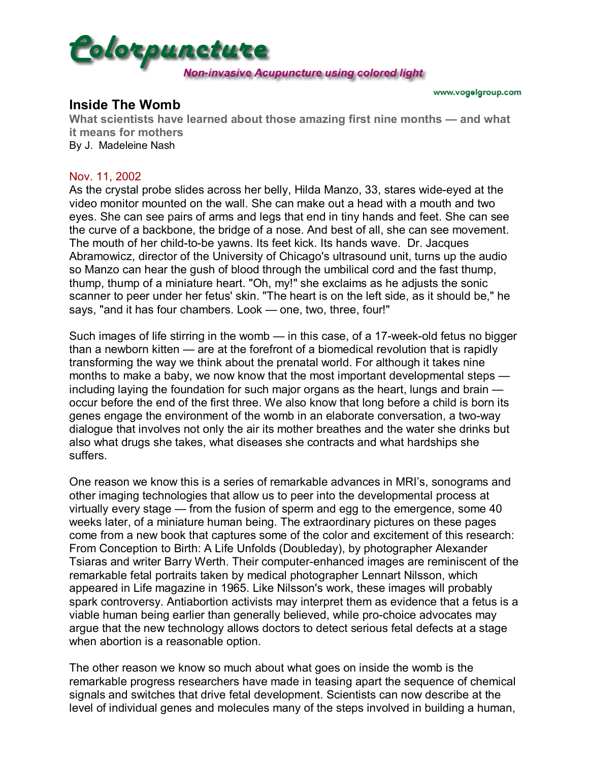# Colorpuncture

**Non-invasive Acupuncture using colored light**

www.vogelgroup.com

## Inside The Womb

**What scientists have learned about those amazing first nine months — and what it means for mothers**

By J. Madeleine Nash

Nov. 11, 2002

As the crystal probe slides across her belly, Hilda Manzo, 33, stares wide-eyed at the video monitor mounted on the wall. She can make out a head with a mouth and two eyes. She can see pairs of arms and legs that end in tiny hands and feet. She can see the curve of a backbone, the bridge of a nose. And best of all, she can see movement. The mouth of her child-to-be yawns. Its feet kick. Its hands wave. Dr. Jacques Abramowicz, director of the University of Chicago's ultrasound unit, turns up the audio so Manzo can hear the gush of blood through the umbilical cord and the fast thump, thump, thump of a miniature heart. "Oh, my!" she exclaims as he adjusts the sonic scanner to peer under her fetus' skin. "The heart is on the left side, as it should be," he says, "and it has four chambers. Look — one, two, three, four!"

Such images of life stirring in the womb — in this case, of a 17-week-old fetus no bigger than a newborn kitten — are at the forefront of a biomedical revolution that is rapidly transforming the way we think about the prenatal world. For although it takes nine months to make a baby, we now know that the most important developmental steps — including laying the foundation for such major organs as the heart, lungs and brain — occur before the end of the first three. We also know that long before a child is born its genes engage the environment of the womb in an elaborate conversation, a two-way dialogue that involves not only the air its mother breathes and the water she drinks but also what drugs she takes, what diseases she contracts and what hardships she suffers.

One reason we know this is a series of remarkable advances in MRI's, sonograms and other imaging technologies that allow us to peer into the developmental process at virtually every stage — from the fusion of sperm and egg to the emergence, some 40 weeks later, of a miniature human being. The extraordinary pictures on these pages come from a new book that captures some of the color and excitement of this research: From Conception to Birth: A Life Unfolds (Doubleday), by photographer Alexander Tsiaras and writer Barry Werth. Their computer-enhanced images are reminiscent of the remarkable fetal portraits taken by medical photographer Lennart Nilsson, which appeared in Life magazine in 1965. Like Nilsson's work, these images will probably spark controversy. Antiabortion activists may interpret them as evidence that a fetus is a viable human being earlier than generally believed, while pro-choice advocates may argue that the new technology allows doctors to detect serious fetal defects at a stage when abortion is a reasonable option.

The other reason we know so much about what goes on inside the womb is the remarkable progress researchers have made in teasing apart the sequence of chemical signals and switches that drive fetal development. Scientists can now describe at the level of individual genes and molecules many of the steps involved in building a human,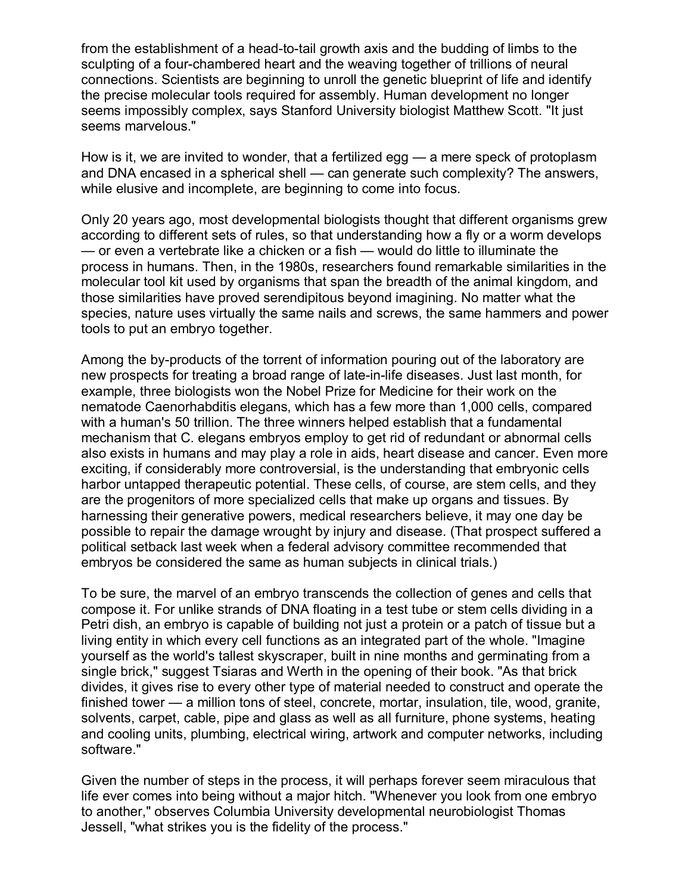from the establishment of a head-to-tail growth axis and the budding of limbs to the sculpting of a four-chambered heart and the weaving together of trillions of neural connections. Scientists are beginning to unroll the genetic blueprint of life and identify the precise molecular tools required for assembly. Human development no longer seems impossibly complex, says Stanford University biologist Matthew Scott. "It just seems marvelous."

How is it, we are invited to wonder, that a fertilized egg — a mere speck of protoplasm and DNA encased in a spherical shell — can generate such complexity? The answers, while elusive and incomplete, are beginning to come into focus.

Only 20 years ago, most developmental biologists thought that different organisms grew according to different sets of rules, so that understanding how a fly or a worm develops — or even a vertebrate like a chicken or a fish — would do little to illuminate the process in humans. Then, in the 1980s, researchers found remarkable similarities in the molecular tool kit used by organisms that span the breadth of the animal kingdom, and those similarities have proved serendipitous beyond imagining. No matter what the species, nature uses virtually the same nails and screws, the same hammers and power tools to put an embryo together.

Among the by-products of the torrent of information pouring out of the laboratory are new prospects for treating a broad range of late-in-life diseases. Just last month, for example, three biologists won the Nobel Prize for Medicine for their work on the nematode Caenorhabditis elegans, which has a few more than 1,000 cells, compared with a human's 50 trillion. The three winners helped establish that a fundamental mechanism that C. elegans embryos employ to get rid of redundant or abnormal cells also exists in humans and may play a role in aids, heart disease and cancer. Even more exciting, if considerably more controversial, is the understanding that embryonic cells harbor untapped therapeutic potential. These cells, of course, are stem cells, and they are the progenitors of more specialized cells that make up organs and tissues. By harnessing their generative powers, medical researchers believe, it may one day be possible to repair the damage wrought by injury and disease. (That prospect suffered a political setback last week when a federal advisory committee recommended that embryos be considered the same as human subjects in clinical trials.)

To be sure, the marvel of an embryo transcends the collection of genes and cells that compose it. For unlike strands of DNA floating in a test tube or stem cells dividing in a Petri dish, an embryo is capable of building not just a protein or a patch of tissue but a living entity in which every cell functions as an integrated part of the whole. "Imagine yourself as the world's tallest skyscraper, built in nine months and germinating from a single brick," suggest Tsiaras and Werth in the opening of their book. "As that brick divides, it gives rise to every other type of material needed to construct and operate the finished tower — a million tons of steel, concrete, mortar, insulation, tile, wood, granite, solvents, carpet, cable, pipe and glass as well as all furniture, phone systems, heating and cooling units, plumbing, electrical wiring, artwork and computer networks, including software."

Given the number of steps in the process, it will perhaps forever seem miraculous that life ever comes into being without a major hitch. "Whenever you look from one embryo to another," observes Columbia University developmental neurobiologist Thomas Jessell, "what strikes you is the fidelity of the process."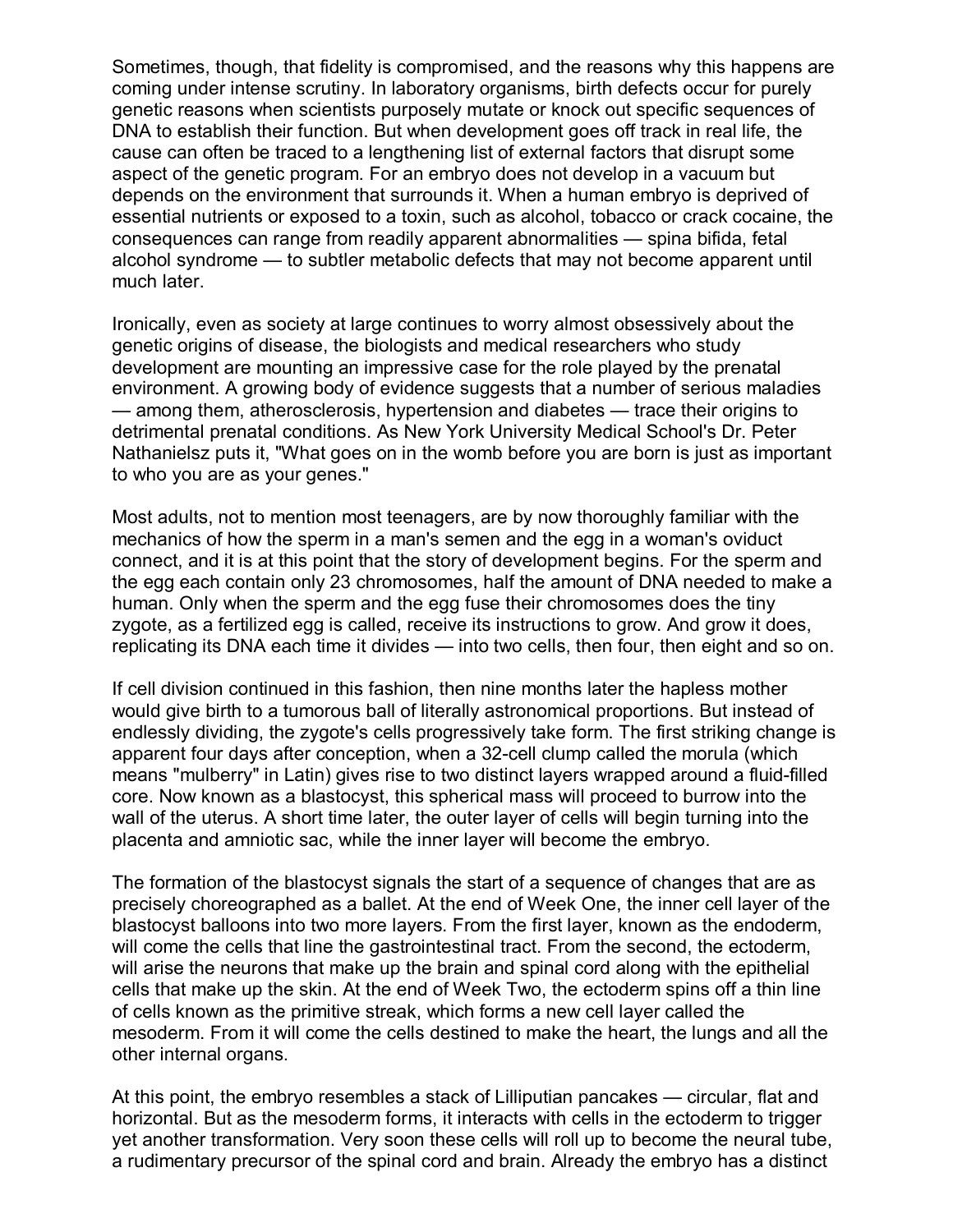Sometimes, though, that fidelity is compromised, and the reasons why this happens are coming under intense scrutiny. In laboratory organisms, birth defects occur for purely genetic reasons when scientists purposely mutate or knock out specific sequences of DNA to establish their function. But when development goes off track in real life, the cause can often be traced to a lengthening list of external factors that disrupt some aspect of the genetic program. For an embryo does not develop in a vacuum but depends on the environment that surrounds it. When a human embryo is deprived of essential nutrients or exposed to a toxin, such as alcohol, tobacco or crack cocaine, the consequences can range from readily apparent abnormalities — spina bifida, fetal alcohol syndrome — to subtler metabolic defects that may not become apparent until much later.

Ironically, even as society at large continues to worry almost obsessively about the genetic origins of disease, the biologists and medical researchers who study development are mounting an impressive case for the role played by the prenatal environment. A growing body of evidence suggests that a number of serious maladies — among them, atherosclerosis, hypertension and diabetes — trace their origins to detrimental prenatal conditions. As New York University Medical School's Dr. Peter Nathanielsz puts it, "What goes on in the womb before you are born is just as important to who you are as your genes."

Most adults, not to mention most teenagers, are by now thoroughly familiar with the mechanics of how the sperm in a man's semen and the egg in a woman's oviduct connect, and it is at this point that the story of development begins. For the sperm and the egg each contain only 23 chromosomes, half the amount of DNA needed to make a human. Only when the sperm and the egg fuse their chromosomes does the tiny zygote, as a fertilized egg is called, receive its instructions to grow. And grow it does, replicating its DNA each time it divides — into two cells, then four, then eight and so on.

If cell division continued in this fashion, then nine months later the hapless mother would give birth to a tumorous ball of literally astronomical proportions. But instead of endlessly dividing, the zygote's cells progressively take form. The first striking change is apparent four days after conception, when a 32-cell clump called the morula (which means "mulberry" in Latin) gives rise to two distinct layers wrapped around a fluid-filled core. Now known as a blastocyst, this spherical mass will proceed to burrow into the wall of the uterus. A short time later, the outer layer of cells will begin turning into the placenta and amniotic sac, while the inner layer will become the embryo.

The formation of the blastocyst signals the start of a sequence of changes that are as precisely choreographed as a ballet. At the end of Week One, the inner cell layer of the blastocyst balloons into two more layers. From the first layer, known as the endoderm, will come the cells that line the gastrointestinal tract. From the second, the ectoderm, will arise the neurons that make up the brain and spinal cord along with the epithelial cells that make up the skin. At the end of Week Two, the ectoderm spins off a thin line of cells known as the primitive streak, which forms a new cell layer called the mesoderm. From it will come the cells destined to make the heart, the lungs and all the other internal organs.

At this point, the embryo resembles a stack of Lilliputian pancakes — circular, flat and horizontal. But as the mesoderm forms, it interacts with cells in the ectoderm to trigger yet another transformation. Very soon these cells will roll up to become the neural tube, a rudimentary precursor of the spinal cord and brain. Already the embryo has a distinct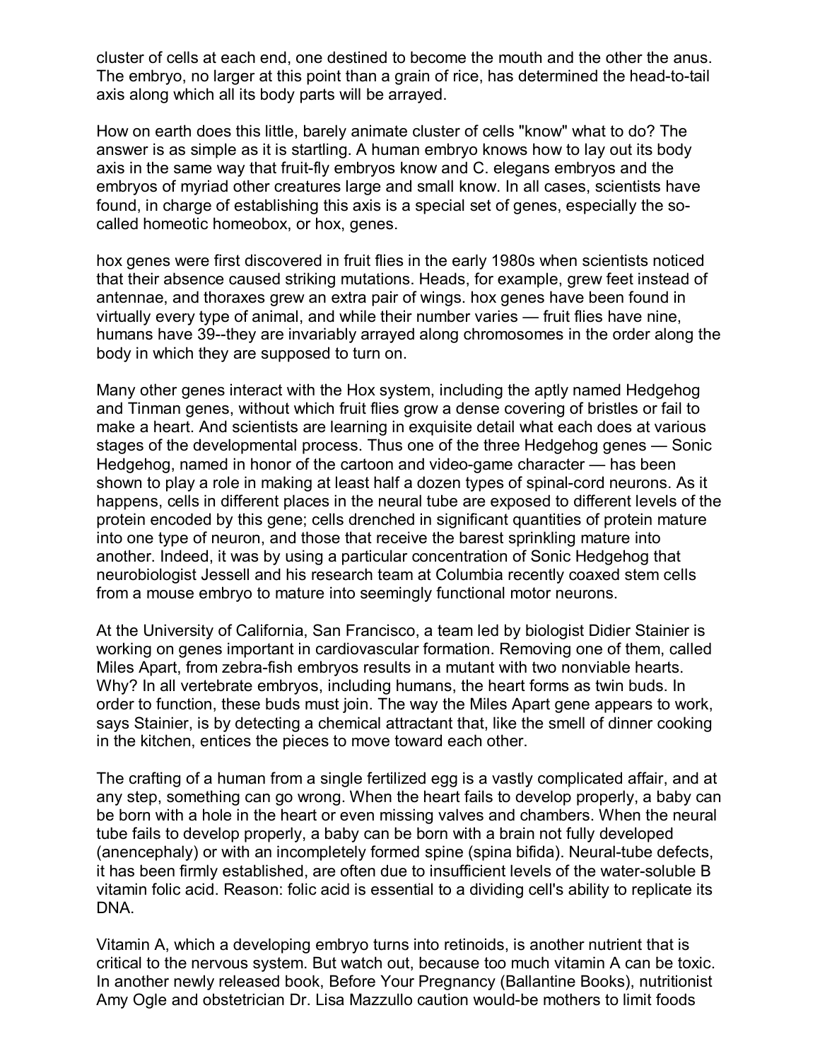cluster of cells at each end, one destined to become the mouth and the other the anus. The embryo, no larger at this point than a grain of rice, has determined the head-to-tail axis along which all its body parts will be arrayed.

How on earth does this little, barely animate cluster of cells "know" what to do? The answer is as simple as it is startling. A human embryo knows how to lay out its body axis in the same way that fruit-fly embryos know and C. elegans embryos and the embryos of myriad other creatures large and small know. In all cases, scientists have found, in charge of establishing this axis is a special set of genes, especially the so-called homeotic homeobox, or hox, genes.

hox genes were first discovered in fruit flies in the early 1980s when scientists noticed that their absence caused striking mutations. Heads, for example, grew feet instead of antennae, and thoraxes grew an extra pair of wings. hox genes have been found in virtually every type of animal, and while their number varies — fruit flies have nine, humans have 39--they are invariably arrayed along chromosomes in the order along the body in which they are supposed to turn on.

Many other genes interact with the Hox system, including the aptly named Hedgehog and Tinman genes, without which fruit flies grow a dense covering of bristles or fail to make a heart. And scientists are learning in exquisite detail what each does at various stages of the developmental process. Thus one of the three Hedgehog genes — Sonic Hedgehog, named in honor of the cartoon and video-game character — has been shown to play a role in making at least half a dozen types of spinal-cord neurons. As it happens, cells in different places in the neural tube are exposed to different levels of the protein encoded by this gene; cells drenched in significant quantities of protein mature into one type of neuron, and those that receive the barest sprinkling mature into another. Indeed, it was by using a particular concentration of Sonic Hedgehog that neurobiologist Jessell and his research team at Columbia recently coaxed stem cells from a mouse embryo to mature into seemingly functional motor neurons.

At the University of California, San Francisco, a team led by biologist Didier Stainier is working on genes important in cardiovascular formation. Removing one of them, called Miles Apart, from zebra-fish embryos results in a mutant with two nonviable hearts. Why? In all vertebrate embryos, including humans, the heart forms as twin buds. In order to function, these buds must join. The way the Miles Apart gene appears to work, says Stainier, is by detecting a chemical attractant that, like the smell of dinner cooking in the kitchen, entices the pieces to move toward each other.

The crafting of a human from a single fertilized egg is a vastly complicated affair, and at any step, something can go wrong. When the heart fails to develop properly, a baby can be born with a hole in the heart or even missing valves and chambers. When the neural tube fails to develop properly, a baby can be born with a brain not fully developed (anencephaly) or with an incompletely formed spine (spina bifida). Neural-tube defects, it has been firmly established, are often due to insufficient levels of the water-soluble B vitamin folic acid. Reason: folic acid is essential to a dividing cell's ability to replicate its DNA.

Vitamin A, which a developing embryo turns into retinoids, is another nutrient that is critical to the nervous system. But watch out, because too much vitamin A can be toxic. In another newly released book, Before Your Pregnancy (Ballantine Books), nutritionist Amy Ogle and obstetrician Dr. Lisa Mazzullo caution would-be mothers to limit foods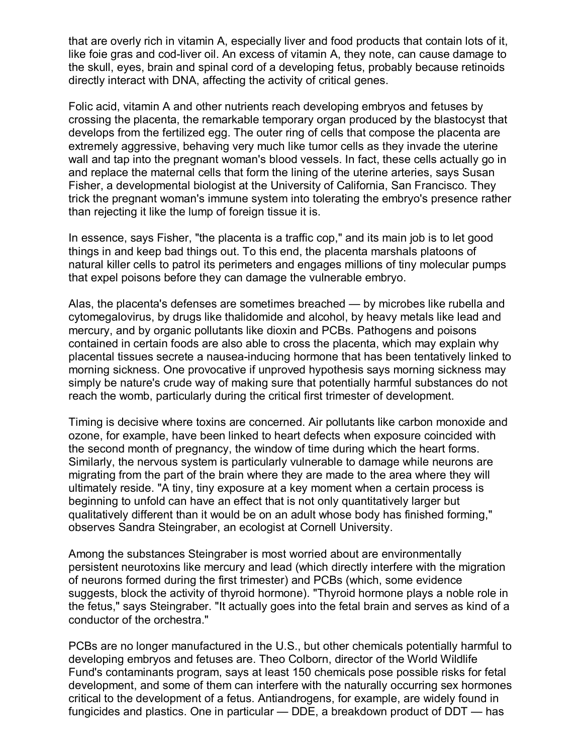that are overly rich in vitamin A, especially liver and food products that contain lots of it, like foie gras and cod-liver oil. An excess of vitamin A, they note, can cause damage to the skull, eyes, brain and spinal cord of a developing fetus, probably because retinoids directly interact with DNA, affecting the activity of critical genes.

Folic acid, vitamin A and other nutrients reach developing embryos and fetuses by crossing the placenta, the remarkable temporary organ produced by the blastocyst that develops from the fertilized egg. The outer ring of cells that compose the placenta are extremely aggressive, behaving very much like tumor cells as they invade the uterine wall and tap into the pregnant woman's blood vessels. In fact, these cells actually go in and replace the maternal cells that form the lining of the uterine arteries, says Susan Fisher, a developmental biologist at the University of California, San Francisco. They trick the pregnant woman's immune system into tolerating the embryo's presence rather than rejecting it like the lump of foreign tissue it is.

In essence, says Fisher, "the placenta is a traffic cop," and its main job is to let good things in and keep bad things out. To this end, the placenta marshals platoons of natural killer cells to patrol its perimeters and engages millions of tiny molecular pumps that expel poisons before they can damage the vulnerable embryo.

Alas, the placenta's defenses are sometimes breached — by microbes like rubella and cytomegalovirus, by drugs like thalidomide and alcohol, by heavy metals like lead and mercury, and by organic pollutants like dioxin and PCBs. Pathogens and poisons contained in certain foods are also able to cross the placenta, which may explain why placental tissues secrete a nausea-inducing hormone that has been tentatively linked to morning sickness. One provocative if unproved hypothesis says morning sickness may simply be nature's crude way of making sure that potentially harmful substances do not reach the womb, particularly during the critical first trimester of development.

Timing is decisive where toxins are concerned. Air pollutants like carbon monoxide and ozone, for example, have been linked to heart defects when exposure coincided with the second month of pregnancy, the window of time during which the heart forms. Similarly, the nervous system is particularly vulnerable to damage while neurons are migrating from the part of the brain where they are made to the area where they will ultimately reside. "A tiny, tiny exposure at a key moment when a certain process is beginning to unfold can have an effect that is not only quantitatively larger but qualitatively different than it would be on an adult whose body has finished forming," observes Sandra Steingraber, an ecologist at Cornell University.

Among the substances Steingraber is most worried about are environmentally persistent neurotoxins like mercury and lead (which directly interfere with the migration of neurons formed during the first trimester) and PCBs (which, some evidence suggests, block the activity of thyroid hormone). "Thyroid hormone plays a noble role in the fetus," says Steingraber. "It actually goes into the fetal brain and serves as kind of a conductor of the orchestra."

PCBs are no longer manufactured in the U.S., but other chemicals potentially harmful to developing embryos and fetuses are. Theo Colborn, director of the World Wildlife Fund's contaminants program, says at least 150 chemicals pose possible risks for fetal development, and some of them can interfere with the naturally occurring sex hormones critical to the development of a fetus. Antiandrogens, for example, are widely found in fungicides and plastics. One in particular — DDE, a breakdown product of DDT — has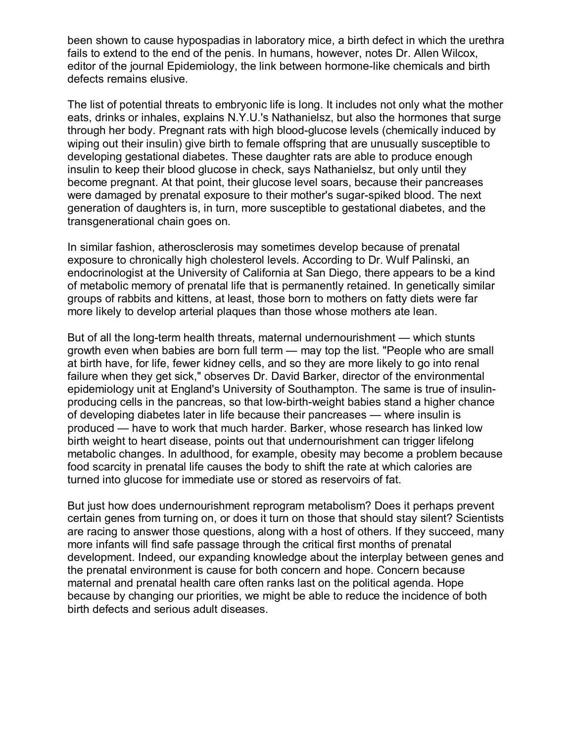been shown to cause hypospadias in laboratory mice, a birth defect in which the urethra fails to extend to the end of the penis. In humans, however, notes Dr. Allen Wilcox, editor of the journal Epidemiology, the link between hormone-like chemicals and birth defects remains elusive.

The list of potential threats to embryonic life is long. It includes not only what the mother eats, drinks or inhales, explains N.Y.U.'s Nathanielsz, but also the hormones that surge through her body. Pregnant rats with high blood-glucose levels (chemically induced by wiping out their insulin) give birth to female offspring that are unusually susceptible to developing gestational diabetes. These daughter rats are able to produce enough insulin to keep their blood glucose in check, says Nathanielsz, but only until they become pregnant. At that point, their glucose level soars, because their pancreases were damaged by prenatal exposure to their mother's sugar-spiked blood. The next generation of daughters is, in turn, more susceptible to gestational diabetes, and the transgenerational chain goes on.

In similar fashion, atherosclerosis may sometimes develop because of prenatal exposure to chronically high cholesterol levels. According to Dr. Wulf Palinski, an endocrinologist at the University of California at San Diego, there appears to be a kind of metabolic memory of prenatal life that is permanently retained. In genetically similar groups of rabbits and kittens, at least, those born to mothers on fatty diets were far more likely to develop arterial plaques than those whose mothers ate lean.

But of all the long-term health threats, maternal undernourishment — which stunts growth even when babies are born full term — may top the list. "People who are small at birth have, for life, fewer kidney cells, and so they are more likely to go into renal failure when they get sick," observes Dr. David Barker, director of the environmental epidemiology unit at England's University of Southampton. The same is true of insulin-producing cells in the pancreas, so that low-birth-weight babies stand a higher chance of developing diabetes later in life because their pancreases — where insulin is produced — have to work that much harder. Barker, whose research has linked low birth weight to heart disease, points out that undernourishment can trigger lifelong metabolic changes. In adulthood, for example, obesity may become a problem because food scarcity in prenatal life causes the body to shift the rate at which calories are turned into glucose for immediate use or stored as reservoirs of fat.

But just how does undernourishment reprogram metabolism? Does it perhaps prevent certain genes from turning on, or does it turn on those that should stay silent? Scientists are racing to answer those questions, along with a host of others. If they succeed, many more infants will find safe passage through the critical first months of prenatal development. Indeed, our expanding knowledge about the interplay between genes and the prenatal environment is cause for both concern and hope. Concern because maternal and prenatal health care often ranks last on the political agenda. Hope because by changing our priorities, we might be able to reduce the incidence of both birth defects and serious adult diseases.